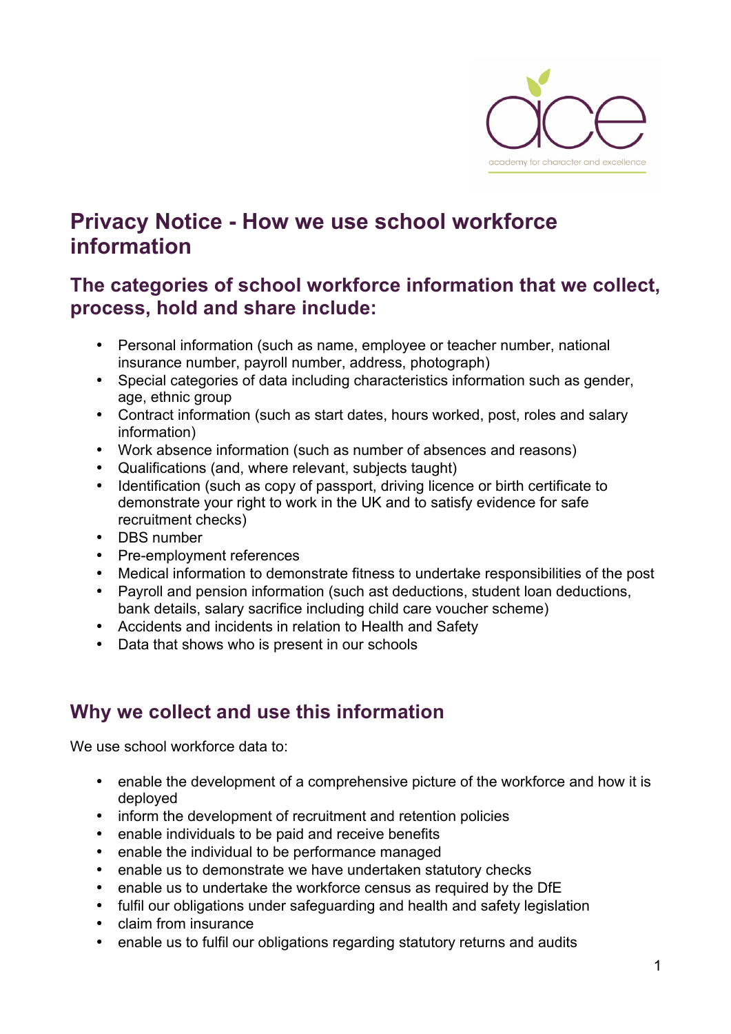# Privacy Notice - How we use school workforce information

## The categories of school workforce information that we collect, process, hold and share include:

- Personal information (such as name, employee or teacher number, national insurance number, payroll number, address, photograph)
- Special categories of data including characteristics information such as gender, age, ethnic group
- Contract information (such as start dates, hours worked, post, roles and salary information)
- Work absence information (such as number of absences and reasons)
- Qualifications (and, where relevant, subjects taught)
- Identification (such as copy of passport, driving licence or birth certificate to demonstrate your right to work in the UK and to satisfy evidence for safe recruitment checks)
- DBS number
- Pre-employment references
- Medical information to demonstrate fitness to undertake responsibilities of the post
- Payroll and pension information (such ast deductions, student loan deductions, bank details, salary sacrifice including child care voucher scheme)
- Accidents and incidents in relation to Health and Safety
- Data that shows who is present in our schools

## Why we collect and use this information

We use school workforce data to:

- enable the development of a comprehensive picture of the workforce and how it is deployed
- inform the development of recruitment and retention policies
- enable individuals to be paid and receive benefits
- enable the individual to be performance managed
- enable us to demonstrate we have undertaken statutory checks
- enable us to undertake the workforce census as required by the DfE
- fulfil our obligations under safeguarding and health and safety legislation
- claim from insurance
- enable us to fulfil our obligations regarding statutory returns and audits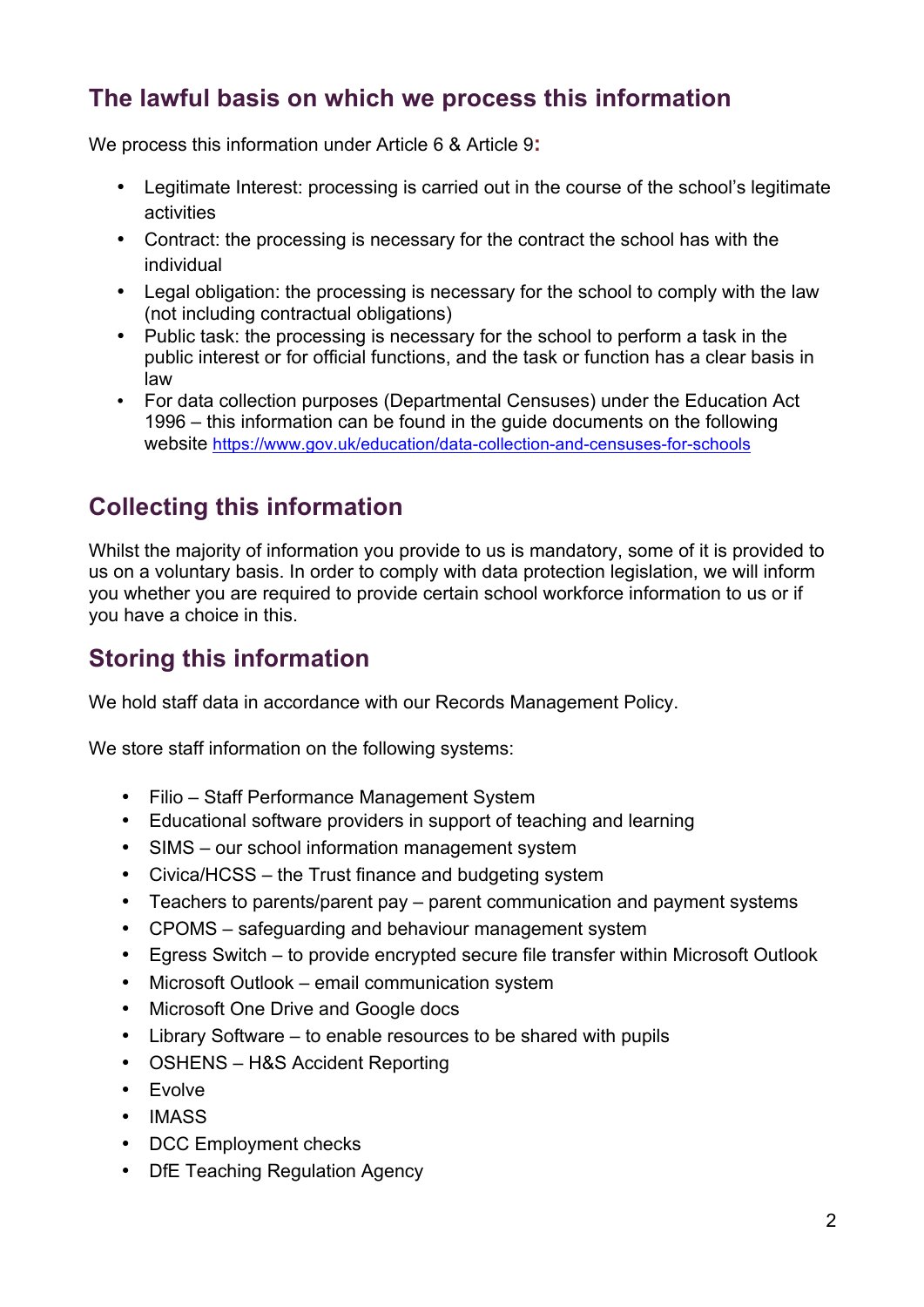## The lawful basis on which we process this information

We process this information under Article 6 & Article 9:

- Legitimate Interest: processing is carried out in the course of the school's legitimate activities
- Contract: the processing is necessary for the contract the school has with the individual
- Legal obligation: the processing is necessary for the school to comply with the law (not including contractual obligations)
- Public task: the processing is necessary for the school to perform a task in the public interest or for official functions, and the task or function has a clear basis in law
- For data collection purposes (Departmental Censuses) under the Education Act 1996 – this information can be found in the guide documents on the following website https://www.gov.uk/education/data-collection-and-censuses-for-schools

## Collecting this information

Whilst the majority of information you provide to us is mandatory, some of it is provided to us on a voluntary basis. In order to comply with data protection legislation, we will inform you whether you are required to provide certain school workforce information to us or if you have a choice in this.

## Storing this information

We hold staff data in accordance with our Records Management Policy.

We store staff information on the following systems:

- Filio – Staff Performance Management System
- Educational software providers in support of teaching and learning
- SIMS – our school information management system
- Civica/HCSS – the Trust finance and budgeting system
- Teachers to parents/parent pay – parent communication and payment systems
- CPOMS – safeguarding and behaviour management system
- Egress Switch – to provide encrypted secure file transfer within Microsoft Outlook
- Microsoft Outlook – email communication system
- Microsoft One Drive and Google docs
- Library Software – to enable resources to be shared with pupils
- OSHENS – H&S Accident Reporting
- Evolve
- IMASS
- DCC Employment checks
- DfE Teaching Regulation Agency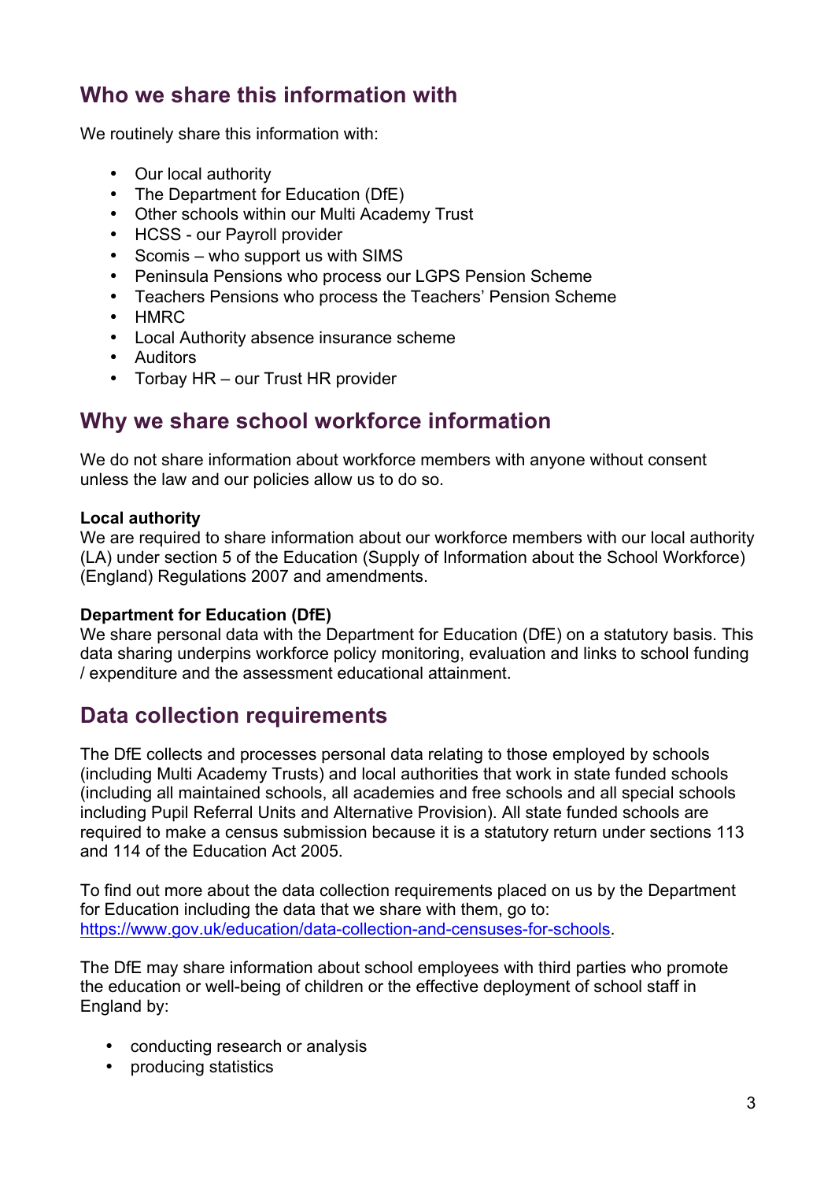## Who we share this information with

We routinely share this information with:

- Our local authority
- The Department for Education (DfE)
- Other schools within our Multi Academy Trust
- HCSS - our Payroll provider
- Scomis – who support us with SIMS
- Peninsula Pensions who process our LGPS Pension Scheme
- Teachers Pensions who process the Teachers' Pension Scheme
- HMRC
- Local Authority absence insurance scheme
- Auditors
- Torbay HR – our Trust HR provider

## Why we share school workforce information

We do not share information about workforce members with anyone without consent unless the law and our policies allow us to do so.

**Local authority**
We are required to share information about our workforce members with our local authority (LA) under section 5 of the Education (Supply of Information about the School Workforce) (England) Regulations 2007 and amendments.

**Department for Education (DfE)**
We share personal data with the Department for Education (DfE) on a statutory basis. This data sharing underpins workforce policy monitoring, evaluation and links to school funding / expenditure and the assessment educational attainment.

## Data collection requirements

The DfE collects and processes personal data relating to those employed by schools (including Multi Academy Trusts) and local authorities that work in state funded schools (including all maintained schools, all academies and free schools and all special schools including Pupil Referral Units and Alternative Provision). All state funded schools are required to make a census submission because it is a statutory return under sections 113 and 114 of the Education Act 2005.

To find out more about the data collection requirements placed on us by the Department for Education including the data that we share with them, go to: https://www.gov.uk/education/data-collection-and-censuses-for-schools.

The DfE may share information about school employees with third parties who promote the education or well-being of children or the effective deployment of school staff in England by:

- conducting research or analysis
- producing statistics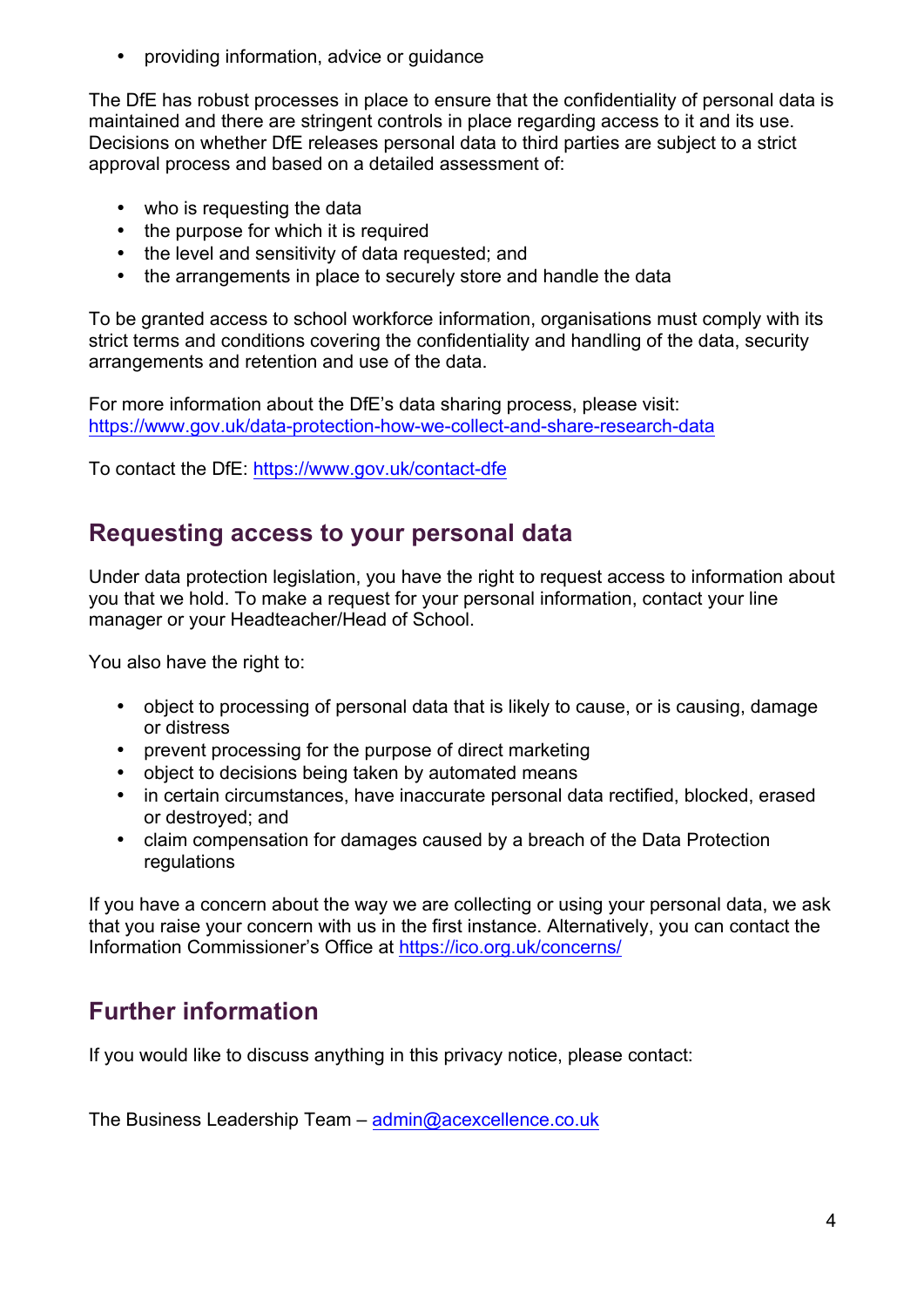- providing information, advice or guidance

The DfE has robust processes in place to ensure that the confidentiality of personal data is maintained and there are stringent controls in place regarding access to it and its use. Decisions on whether DfE releases personal data to third parties are subject to a strict approval process and based on a detailed assessment of:

- who is requesting the data
- the purpose for which it is required
- the level and sensitivity of data requested; and
- the arrangements in place to securely store and handle the data

To be granted access to school workforce information, organisations must comply with its strict terms and conditions covering the confidentiality and handling of the data, security arrangements and retention and use of the data.

For more information about the DfE's data sharing process, please visit: https://www.gov.uk/data-protection-how-we-collect-and-share-research-data

To contact the DfE: https://www.gov.uk/contact-dfe

## Requesting access to your personal data

Under data protection legislation, you have the right to request access to information about you that we hold. To make a request for your personal information, contact your line manager or your Headteacher/Head of School.

You also have the right to:

- object to processing of personal data that is likely to cause, or is causing, damage or distress
- prevent processing for the purpose of direct marketing
- object to decisions being taken by automated means
- in certain circumstances, have inaccurate personal data rectified, blocked, erased or destroyed; and
- claim compensation for damages caused by a breach of the Data Protection regulations

If you have a concern about the way we are collecting or using your personal data, we ask that you raise your concern with us in the first instance. Alternatively, you can contact the Information Commissioner's Office at https://ico.org.uk/concerns/

## Further information

If you would like to discuss anything in this privacy notice, please contact:

The Business Leadership Team – admin@acexcellence.co.uk